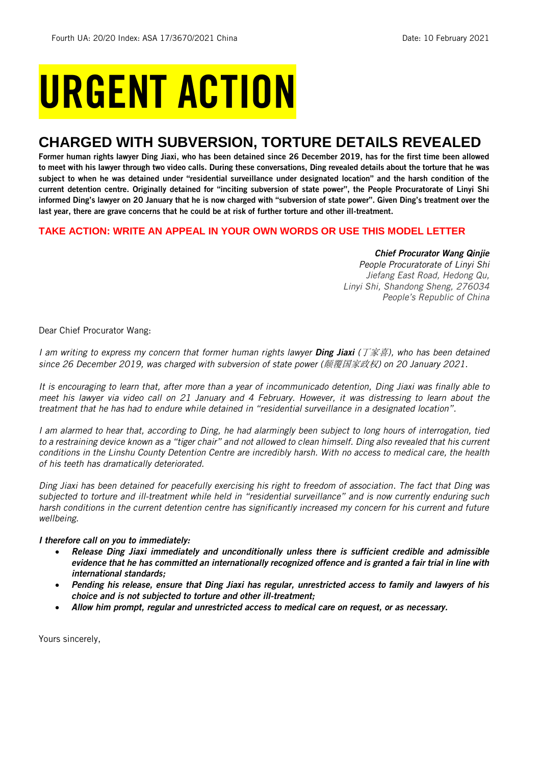Fourth UA: 20/20 Index: ASA 17/3670/2021 China Date: 10 February 2021

# URGENT ACTION

## CHARGED WITH SUBVERSION, TORTURE DETAILS REVEALED

**Former human rights lawyer Ding Jiaxi, who has been detained since 26 December 2019, has for the first time been allowed to meet with his lawyer through two video calls. During these conversations, Ding revealed details about the torture that he was subject to when he was detained under "residential surveillance under designated location" and the harsh condition of the current detention centre. Originally detained for "inciting subversion of state power", the People Procuratorate of Linyi Shi informed Ding's lawyer on 20 January that he is now charged with "subversion of state power". Given Ding's treatment over the last year, there are grave concerns that he could be at risk of further torture and other ill-treatment.**

**TAKE ACTION: WRITE AN APPEAL IN YOUR OWN WORDS OR USE THIS MODEL LETTER**

***Chief Procurator Wang Qinjie***
*People Procuratorate of Linyi Shi*
*Jiefang East Road, Hedong Qu,*
*Linyi Shi, Shandong Sheng, 276034*
*People's Republic of China*

Dear Chief Procurator Wang:

*I am writing to express my concern that former human rights lawyer **Ding Jiaxi** (丁家喜), who has been detained since 26 December 2019, was charged with subversion of state power (颠覆国家政权) on 20 January 2021.*

*It is encouraging to learn that, after more than a year of incommunicado detention, Ding Jiaxi was finally able to meet his lawyer via video call on 21 January and 4 February. However, it was distressing to learn about the treatment that he has had to endure while detained in "residential surveillance in a designated location".*

*I am alarmed to hear that, according to Ding, he had alarmingly been subject to long hours of interrogation, tied to a restraining device known as a "tiger chair" and not allowed to clean himself. Ding also revealed that his current conditions in the Linshu County Detention Centre are incredibly harsh. With no access to medical care, the health of his teeth has dramatically deteriorated.*

*Ding Jiaxi has been detained for peacefully exercising his right to freedom of association. The fact that Ding was subjected to torture and ill-treatment while held in "residential surveillance" and is now currently enduring such harsh conditions in the current detention centre has significantly increased my concern for his current and future wellbeing.*

***I therefore call on you to immediately:***

- ***Release Ding Jiaxi immediately and unconditionally unless there is sufficient credible and admissible evidence that he has committed an internationally recognized offence and is granted a fair trial in line with international standards;***
- ***Pending his release, ensure that Ding Jiaxi has regular, unrestricted access to family and lawyers of his choice and is not subjected to torture and other ill-treatment;***
- ***Allow him prompt, regular and unrestricted access to medical care on request, or as necessary.***

Yours sincerely,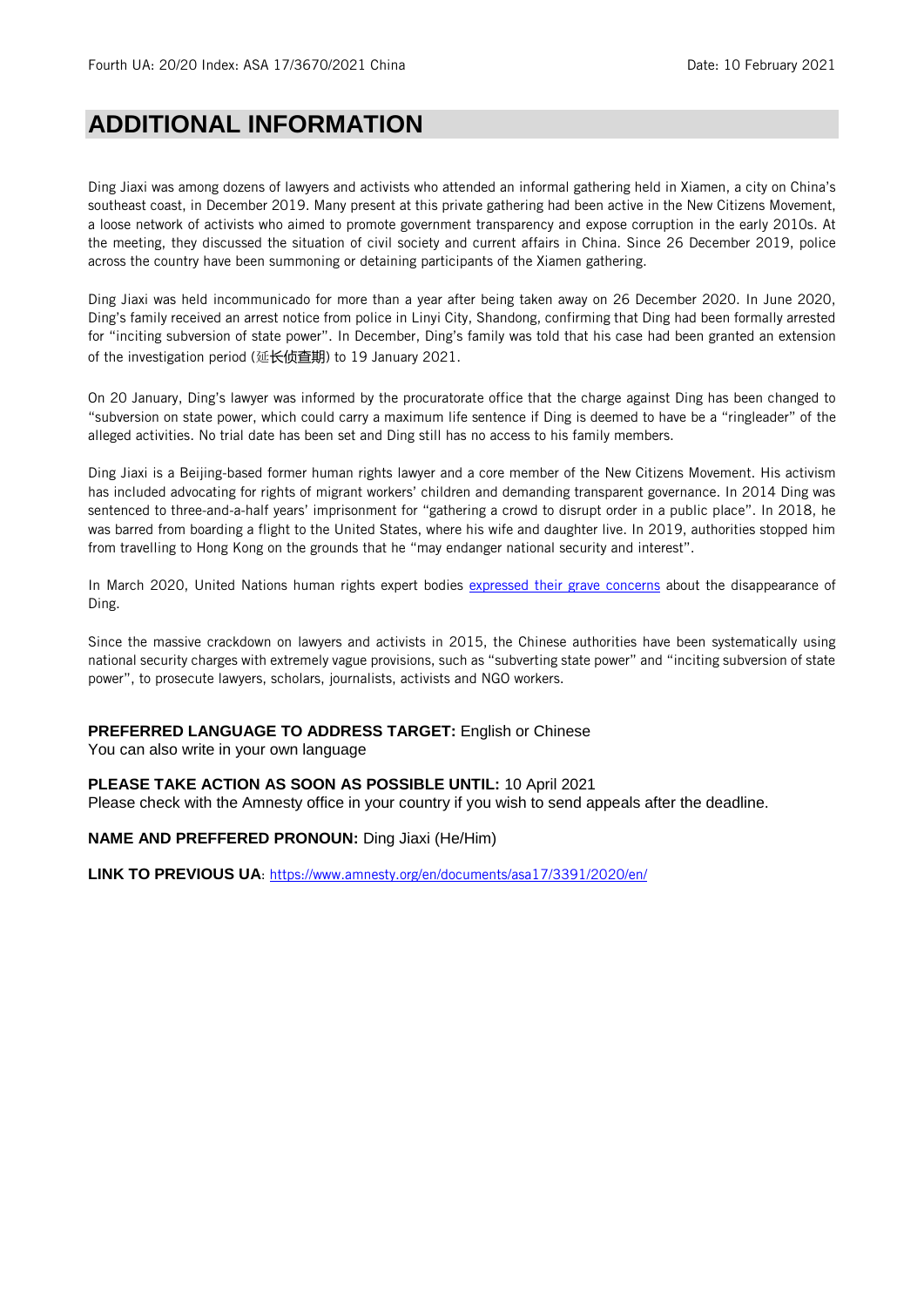# ADDITIONAL INFORMATION

Ding Jiaxi was among dozens of lawyers and activists who attended an informal gathering held in Xiamen, a city on China's southeast coast, in December 2019. Many present at this private gathering had been active in the New Citizens Movement, a loose network of activists who aimed to promote government transparency and expose corruption in the early 2010s. At the meeting, they discussed the situation of civil society and current affairs in China. Since 26 December 2019, police across the country have been summoning or detaining participants of the Xiamen gathering.

Ding Jiaxi was held incommunicado for more than a year after being taken away on 26 December 2020. In June 2020, Ding's family received an arrest notice from police in Linyi City, Shandong, confirming that Ding had been formally arrested for "inciting subversion of state power". In December, Ding's family was told that his case had been granted an extension of the investigation period (延长侦查期) to 19 January 2021.

On 20 January, Ding's lawyer was informed by the procuratorate office that the charge against Ding has been changed to "subversion on state power, which could carry a maximum life sentence if Ding is deemed to have be a "ringleader" of the alleged activities. No trial date has been set and Ding still has no access to his family members.

Ding Jiaxi is a Beijing-based former human rights lawyer and a core member of the New Citizens Movement. His activism has included advocating for rights of migrant workers' children and demanding transparent governance. In 2014 Ding was sentenced to three-and-a-half years' imprisonment for "gathering a crowd to disrupt order in a public place". In 2018, he was barred from boarding a flight to the United States, where his wife and daughter live. In 2019, authorities stopped him from travelling to Hong Kong on the grounds that he "may endanger national security and interest".

In March 2020, United Nations human rights expert bodies expressed their grave concerns about the disappearance of Ding.

Since the massive crackdown on lawyers and activists in 2015, the Chinese authorities have been systematically using national security charges with extremely vague provisions, such as "subverting state power" and "inciting subversion of state power", to prosecute lawyers, scholars, journalists, activists and NGO workers.

**PREFERRED LANGUAGE TO ADDRESS TARGET:** English or Chinese
You can also write in your own language

**PLEASE TAKE ACTION AS SOON AS POSSIBLE UNTIL:** 10 April 2021
Please check with the Amnesty office in your country if you wish to send appeals after the deadline.

**NAME AND PREFFERED PRONOUN:** Ding Jiaxi (He/Him)

**LINK TO PREVIOUS UA**: https://www.amnesty.org/en/documents/asa17/3391/2020/en/